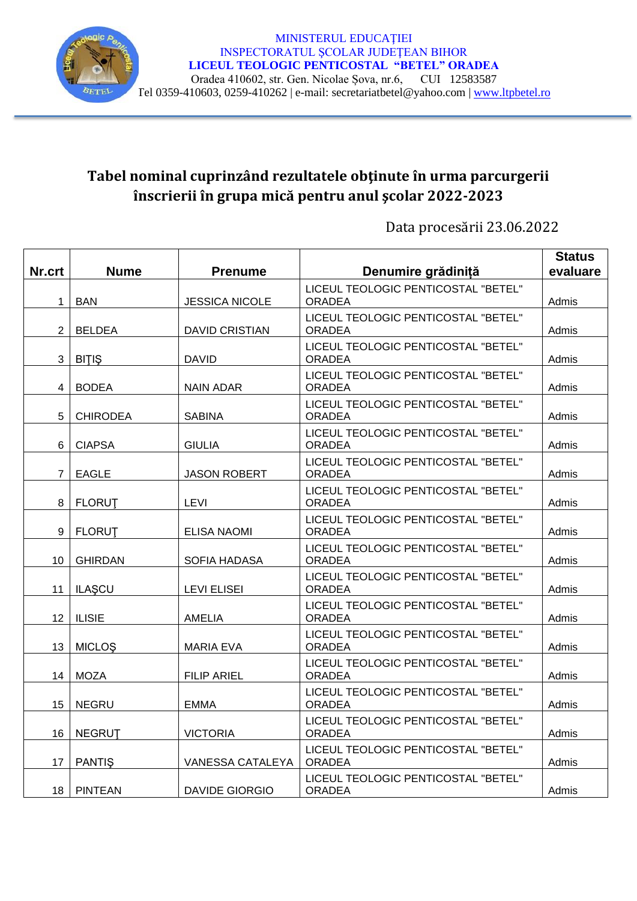MINISTERUL EDUCAŢIEI
INSPECTORATUL ŞCOLAR JUDEŢEAN BIHOR
**LICEUL TEOLOGIC PENTICOSTAL "BETEL" ORADEA**
Oradea 410602, str. Gen. Nicolae Şova, nr.6, CUI 12583587
Tel 0359-410603, 0259-410262 | e-mail: secretariatbetel@yahoo.com | www.ltpbetel.ro

## Tabel nominal cuprinzând rezultatele obţinute în urma parcurgerii înscrierii în grupa mică pentru anul şcolar 2022-2023

Data procesării 23.06.2022

| Nr.crt | Nume | Prenume | Denumire grădiniţă | Status evaluare |
|---|---|---|---|---|
| 1 | BAN | JESSICA NICOLE | LICEUL TEOLOGIC PENTICOSTAL "BETEL" ORADEA | Admis |
| 2 | BELDEA | DAVID CRISTIAN | LICEUL TEOLOGIC PENTICOSTAL "BETEL" ORADEA | Admis |
| 3 | BIŢIŞ | DAVID | LICEUL TEOLOGIC PENTICOSTAL "BETEL" ORADEA | Admis |
| 4 | BODEA | NAIN ADAR | LICEUL TEOLOGIC PENTICOSTAL "BETEL" ORADEA | Admis |
| 5 | CHIRODEA | SABINA | LICEUL TEOLOGIC PENTICOSTAL "BETEL" ORADEA | Admis |
| 6 | CIAPSA | GIULIA | LICEUL TEOLOGIC PENTICOSTAL "BETEL" ORADEA | Admis |
| 7 | EAGLE | JASON ROBERT | LICEUL TEOLOGIC PENTICOSTAL "BETEL" ORADEA | Admis |
| 8 | FLORUŢ | LEVI | LICEUL TEOLOGIC PENTICOSTAL "BETEL" ORADEA | Admis |
| 9 | FLORUŢ | ELISA NAOMI | LICEUL TEOLOGIC PENTICOSTAL "BETEL" ORADEA | Admis |
| 10 | GHIRDAN | SOFIA HADASA | LICEUL TEOLOGIC PENTICOSTAL "BETEL" ORADEA | Admis |
| 11 | ILAŞCU | LEVI ELISEI | LICEUL TEOLOGIC PENTICOSTAL "BETEL" ORADEA | Admis |
| 12 | ILISIE | AMELIA | LICEUL TEOLOGIC PENTICOSTAL "BETEL" ORADEA | Admis |
| 13 | MICLOŞ | MARIA EVA | LICEUL TEOLOGIC PENTICOSTAL "BETEL" ORADEA | Admis |
| 14 | MOZA | FILIP ARIEL | LICEUL TEOLOGIC PENTICOSTAL "BETEL" ORADEA | Admis |
| 15 | NEGRU | EMMA | LICEUL TEOLOGIC PENTICOSTAL "BETEL" ORADEA | Admis |
| 16 | NEGRUŢ | VICTORIA | LICEUL TEOLOGIC PENTICOSTAL "BETEL" ORADEA | Admis |
| 17 | PANTIŞ | VANESSA CATALEYA | LICEUL TEOLOGIC PENTICOSTAL "BETEL" ORADEA | Admis |
| 18 | PINTEAN | DAVIDE GIORGIO | LICEUL TEOLOGIC PENTICOSTAL "BETEL" ORADEA | Admis |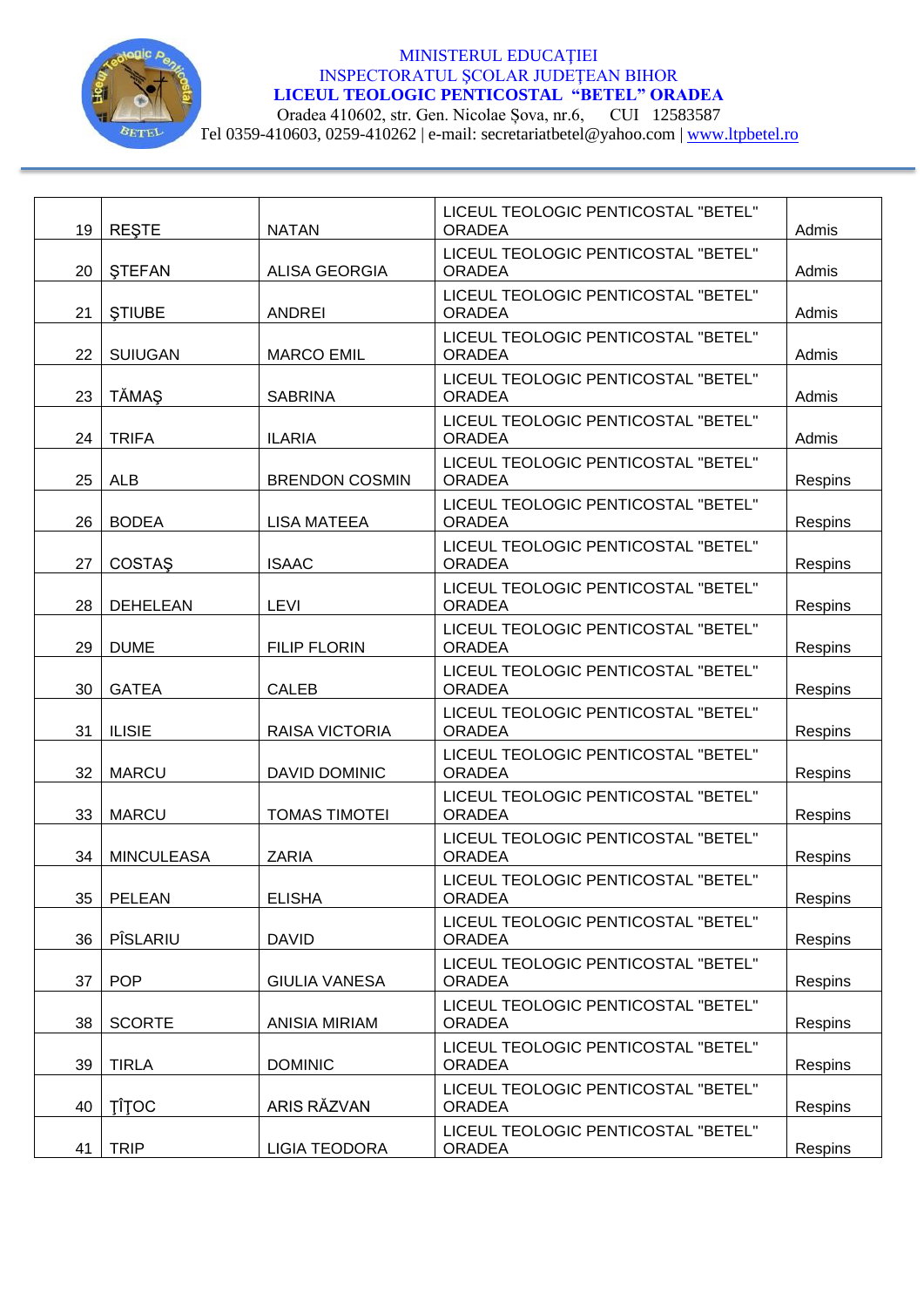| | | | | |
|---|---|---|---|---|
| 19 | REŞTE | NATAN | LICEUL TEOLOGIC PENTICOSTAL "BETEL" ORADEA | Admis |
| 20 | ŞTEFAN | ALISA GEORGIA | LICEUL TEOLOGIC PENTICOSTAL "BETEL" ORADEA | Admis |
| 21 | ŞTIUBE | ANDREI | LICEUL TEOLOGIC PENTICOSTAL "BETEL" ORADEA | Admis |
| 22 | SUIUGAN | MARCO EMIL | LICEUL TEOLOGIC PENTICOSTAL "BETEL" ORADEA | Admis |
| 23 | TĂMAŞ | SABRINA | LICEUL TEOLOGIC PENTICOSTAL "BETEL" ORADEA | Admis |
| 24 | TRIFA | ILARIA | LICEUL TEOLOGIC PENTICOSTAL "BETEL" ORADEA | Admis |
| 25 | ALB | BRENDON COSMIN | LICEUL TEOLOGIC PENTICOSTAL "BETEL" ORADEA | Respins |
| 26 | BODEA | LISA MATEEA | LICEUL TEOLOGIC PENTICOSTAL "BETEL" ORADEA | Respins |
| 27 | COSTAŞ | ISAAC | LICEUL TEOLOGIC PENTICOSTAL "BETEL" ORADEA | Respins |
| 28 | DEHELEAN | LEVI | LICEUL TEOLOGIC PENTICOSTAL "BETEL" ORADEA | Respins |
| 29 | DUME | FILIP FLORIN | LICEUL TEOLOGIC PENTICOSTAL "BETEL" ORADEA | Respins |
| 30 | GATEA | CALEB | LICEUL TEOLOGIC PENTICOSTAL "BETEL" ORADEA | Respins |
| 31 | ILISIE | RAISA VICTORIA | LICEUL TEOLOGIC PENTICOSTAL "BETEL" ORADEA | Respins |
| 32 | MARCU | DAVID DOMINIC | LICEUL TEOLOGIC PENTICOSTAL "BETEL" ORADEA | Respins |
| 33 | MARCU | TOMAS TIMOTEI | LICEUL TEOLOGIC PENTICOSTAL "BETEL" ORADEA | Respins |
| 34 | MINCULEASA | ZARIA | LICEUL TEOLOGIC PENTICOSTAL "BETEL" ORADEA | Respins |
| 35 | PELEAN | ELISHA | LICEUL TEOLOGIC PENTICOSTAL "BETEL" ORADEA | Respins |
| 36 | PÎSLARIU | DAVID | LICEUL TEOLOGIC PENTICOSTAL "BETEL" ORADEA | Respins |
| 37 | POP | GIULIA VANESA | LICEUL TEOLOGIC PENTICOSTAL "BETEL" ORADEA | Respins |
| 38 | SCORTE | ANISIA MIRIAM | LICEUL TEOLOGIC PENTICOSTAL "BETEL" ORADEA | Respins |
| 39 | TIRLA | DOMINIC | LICEUL TEOLOGIC PENTICOSTAL "BETEL" ORADEA | Respins |
| 40 | ŢÎŢOC | ARIS RĂZVAN | LICEUL TEOLOGIC PENTICOSTAL "BETEL" ORADEA | Respins |
| 41 | TRIP | LIGIA TEODORA | LICEUL TEOLOGIC PENTICOSTAL "BETEL" ORADEA | Respins |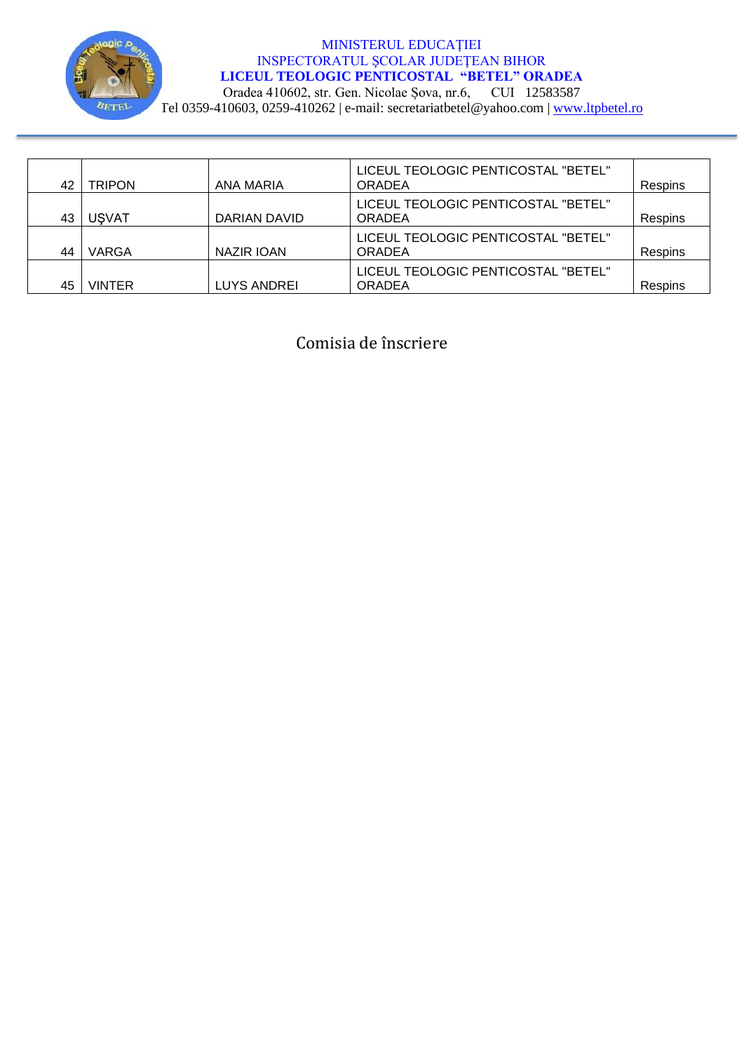| | | | | |
|---|---|---|---|---|
| 42 | TRIPON | ANA MARIA | LICEUL TEOLOGIC PENTICOSTAL "BETEL" ORADEA | Respins |
| 43 | UŞVAT | DARIAN DAVID | LICEUL TEOLOGIC PENTICOSTAL "BETEL" ORADEA | Respins |
| 44 | VARGA | NAZIR IOAN | LICEUL TEOLOGIC PENTICOSTAL "BETEL" ORADEA | Respins |
| 45 | VINTER | LUYS ANDREI | LICEUL TEOLOGIC PENTICOSTAL "BETEL" ORADEA | Respins |

Comisia de înscriere